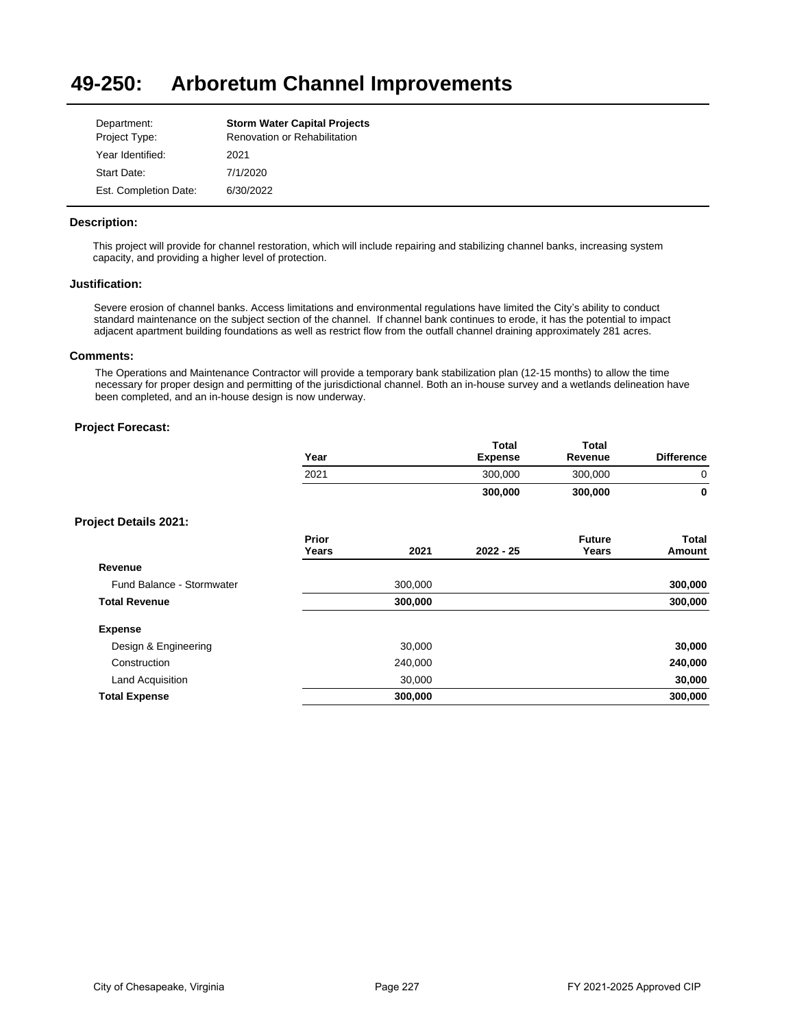# 49-250: Arboretum Channel Improvements

| | |
|---|---|
| Department: | **Storm Water Capital Projects** |
| Project Type: | Renovation or Rehabilitation |
| Year Identified: | 2021 |
| Start Date: | 7/1/2020 |
| Est. Completion Date: | 6/30/2022 |

### Description:

This project will provide for channel restoration, which will include repairing and stabilizing channel banks, increasing system capacity, and providing a higher level of protection.

### Justification:

Severe erosion of channel banks. Access limitations and environmental regulations have limited the City's ability to conduct standard maintenance on the subject section of the channel. If channel bank continues to erode, it has the potential to impact adjacent apartment building foundations as well as restrict flow from the outfall channel draining approximately 281 acres.

### Comments:

The Operations and Maintenance Contractor will provide a temporary bank stabilization plan (12-15 months) to allow the time necessary for proper design and permitting of the jurisdictional channel. Both an in-house survey and a wetlands delineation have been completed, and an in-house design is now underway.

### Project Forecast:

| Year | Total Expense | Total Revenue | Difference |
|---|---|---|---|
| 2021 | 300,000 | 300,000 | 0 |
| | **300,000** | **300,000** | **0** |

### Project Details 2021:

| | Prior Years | 2021 | 2022 - 25 | Future Years | Total Amount |
|---|---|---|---|---|---|
| **Revenue** | | | | | |
| Fund Balance - Stormwater | | 300,000 | | | **300,000** |
| **Total Revenue** | | **300,000** | | | **300,000** |
| **Expense** | | | | | |
| Design & Engineering | | 30,000 | | | **30,000** |
| Construction | | 240,000 | | | **240,000** |
| Land Acquisition | | 30,000 | | | **30,000** |
| **Total Expense** | | **300,000** | | | **300,000** |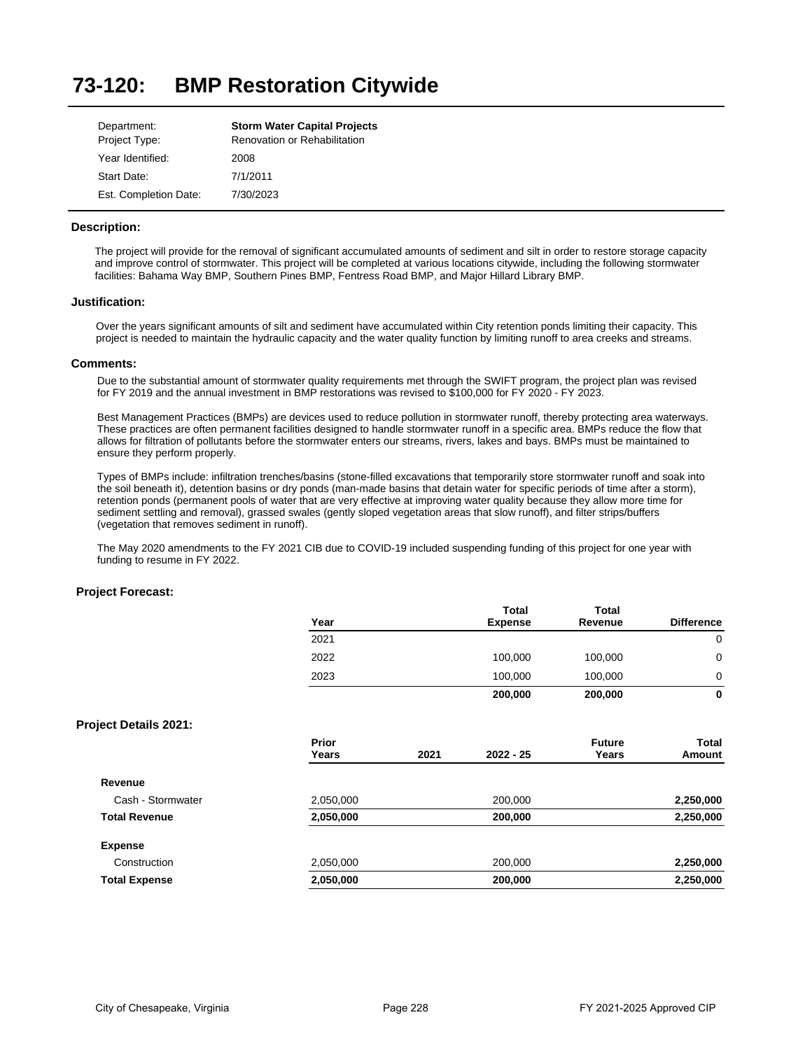# 73-120: BMP Restoration Citywide

| | |
|---|---|
| Department: | **Storm Water Capital Projects** |
| Project Type: | Renovation or Rehabilitation |
| Year Identified: | 2008 |
| Start Date: | 7/1/2011 |
| Est. Completion Date: | 7/30/2023 |

### Description:

The project will provide for the removal of significant accumulated amounts of sediment and silt in order to restore storage capacity and improve control of stormwater. This project will be completed at various locations citywide, including the following stormwater facilities: Bahama Way BMP, Southern Pines BMP, Fentress Road BMP, and Major Hillard Library BMP.

### Justification:

Over the years significant amounts of silt and sediment have accumulated within City retention ponds limiting their capacity. This project is needed to maintain the hydraulic capacity and the water quality function by limiting runoff to area creeks and streams.

### Comments:

Due to the substantial amount of stormwater quality requirements met through the SWIFT program, the project plan was revised for FY 2019 and the annual investment in BMP restorations was revised to $100,000 for FY 2020 - FY 2023.

Best Management Practices (BMPs) are devices used to reduce pollution in stormwater runoff, thereby protecting area waterways. These practices are often permanent facilities designed to handle stormwater runoff in a specific area. BMPs reduce the flow that allows for filtration of pollutants before the stormwater enters our streams, rivers, lakes and bays. BMPs must be maintained to ensure they perform properly.

Types of BMPs include: infiltration trenches/basins (stone-filled excavations that temporarily store stormwater runoff and soak into the soil beneath it), detention basins or dry ponds (man-made basins that detain water for specific periods of time after a storm), retention ponds (permanent pools of water that are very effective at improving water quality because they allow more time for sediment settling and removal), grassed swales (gently sloped vegetation areas that slow runoff), and filter strips/buffers (vegetation that removes sediment in runoff).

The May 2020 amendments to the FY 2021 CIB due to COVID-19 included suspending funding of this project for one year with funding to resume in FY 2022.

### Project Forecast:

| Year | Total Expense | Total Revenue | Difference |
|---|---|---|---|
| 2021 | | | 0 |
| 2022 | 100,000 | 100,000 | 0 |
| 2023 | 100,000 | 100,000 | 0 |
| | **200,000** | **200,000** | **0** |

### Project Details 2021:

| | Prior Years | 2021 | 2022 - 25 | Future Years | Total Amount |
|---|---|---|---|---|---|
| **Revenue** | | | | | |
| Cash - Stormwater | 2,050,000 | | 200,000 | | **2,250,000** |
| **Total Revenue** | **2,050,000** | | **200,000** | | **2,250,000** |
| **Expense** | | | | | |
| Construction | 2,050,000 | | 200,000 | | **2,250,000** |
| **Total Expense** | **2,050,000** | | **200,000** | | **2,250,000** |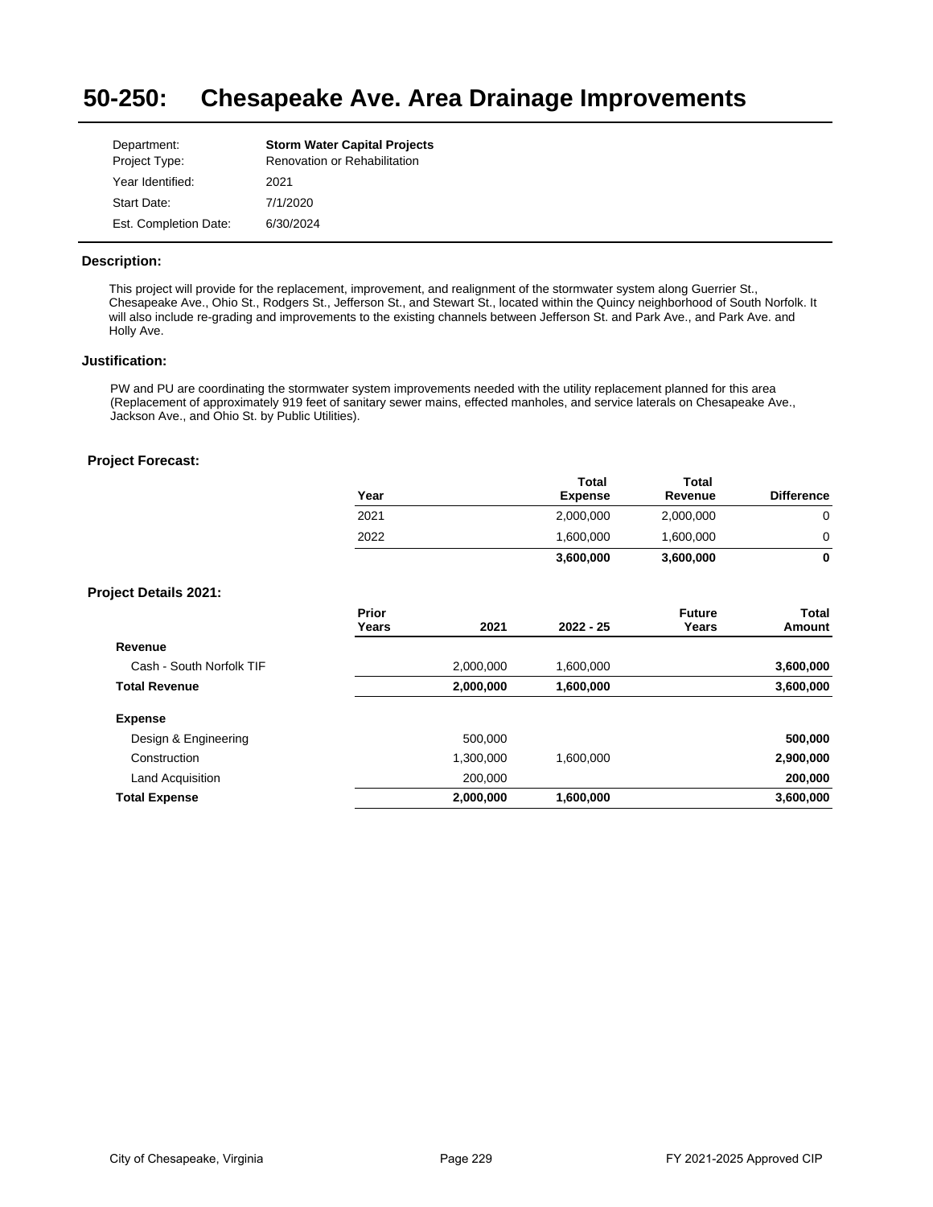# 50-250: Chesapeake Ave. Area Drainage Improvements

| | |
|---|---|
| Department: | **Storm Water Capital Projects** |
| Project Type: | Renovation or Rehabilitation |
| Year Identified: | 2021 |
| Start Date: | 7/1/2020 |
| Est. Completion Date: | 6/30/2024 |

### Description:

This project will provide for the replacement, improvement, and realignment of the stormwater system along Guerrier St., Chesapeake Ave., Ohio St., Rodgers St., Jefferson St., and Stewart St., located within the Quincy neighborhood of South Norfolk. It will also include re-grading and improvements to the existing channels between Jefferson St. and Park Ave., and Park Ave. and Holly Ave.

### Justification:

PW and PU are coordinating the stormwater system improvements needed with the utility replacement planned for this area (Replacement of approximately 919 feet of sanitary sewer mains, effected manholes, and service laterals on Chesapeake Ave., Jackson Ave., and Ohio St. by Public Utilities).

### Project Forecast:

| Year | Total Expense | Total Revenue | Difference |
|---|---|---|---|
| 2021 | 2,000,000 | 2,000,000 | 0 |
| 2022 | 1,600,000 | 1,600,000 | 0 |
| | **3,600,000** | **3,600,000** | **0** |

### Project Details 2021:

| | Prior Years | 2021 | 2022 - 25 | Future Years | Total Amount |
|---|---|---|---|---|---|
| **Revenue** | | | | | |
| Cash - South Norfolk TIF | | 2,000,000 | 1,600,000 | | **3,600,000** |
| **Total Revenue** | | **2,000,000** | **1,600,000** | | **3,600,000** |
| **Expense** | | | | | |
| Design & Engineering | | 500,000 | | | **500,000** |
| Construction | | 1,300,000 | 1,600,000 | | **2,900,000** |
| Land Acquisition | | 200,000 | | | **200,000** |
| **Total Expense** | | **2,000,000** | **1,600,000** | | **3,600,000** |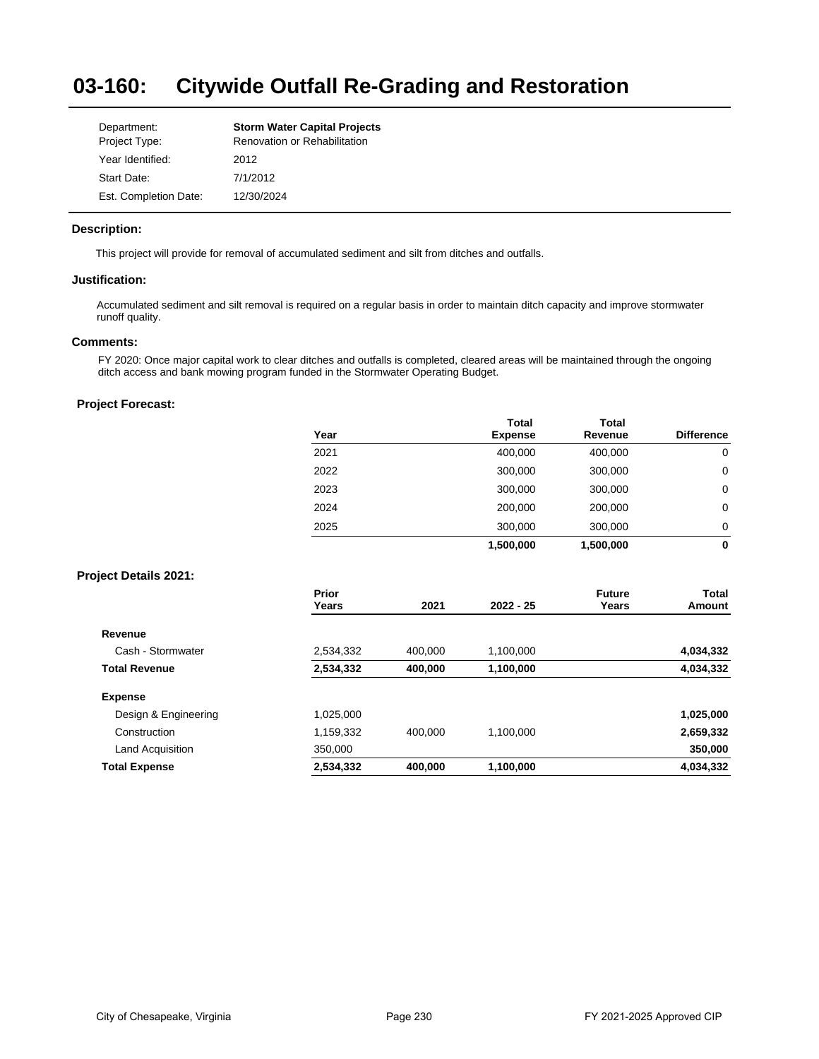# 03-160: Citywide Outfall Re-Grading and Restoration

| | |
|---|---|
| Department: | **Storm Water Capital Projects** |
| Project Type: | Renovation or Rehabilitation |
| Year Identified: | 2012 |
| Start Date: | 7/1/2012 |
| Est. Completion Date: | 12/30/2024 |

### Description:

This project will provide for removal of accumulated sediment and silt from ditches and outfalls.

### Justification:

Accumulated sediment and silt removal is required on a regular basis in order to maintain ditch capacity and improve stormwater runoff quality.

### Comments:

FY 2020: Once major capital work to clear ditches and outfalls is completed, cleared areas will be maintained through the ongoing ditch access and bank mowing program funded in the Stormwater Operating Budget.

### Project Forecast:

| Year | Total Expense | Total Revenue | Difference |
|---|---|---|---|
| 2021 | 400,000 | 400,000 | 0 |
| 2022 | 300,000 | 300,000 | 0 |
| 2023 | 300,000 | 300,000 | 0 |
| 2024 | 200,000 | 200,000 | 0 |
| 2025 | 300,000 | 300,000 | 0 |
| | **1,500,000** | **1,500,000** | **0** |

### Project Details 2021:

| | Prior Years | 2021 | 2022 - 25 | Future Years | Total Amount |
|---|---|---|---|---|---|
| **Revenue** | | | | | |
| Cash - Stormwater | 2,534,332 | 400,000 | 1,100,000 | | **4,034,332** |
| **Total Revenue** | **2,534,332** | **400,000** | **1,100,000** | | **4,034,332** |
| **Expense** | | | | | |
| Design & Engineering | 1,025,000 | | | | **1,025,000** |
| Construction | 1,159,332 | 400,000 | 1,100,000 | | **2,659,332** |
| Land Acquisition | 350,000 | | | | **350,000** |
| **Total Expense** | **2,534,332** | **400,000** | **1,100,000** | | **4,034,332** |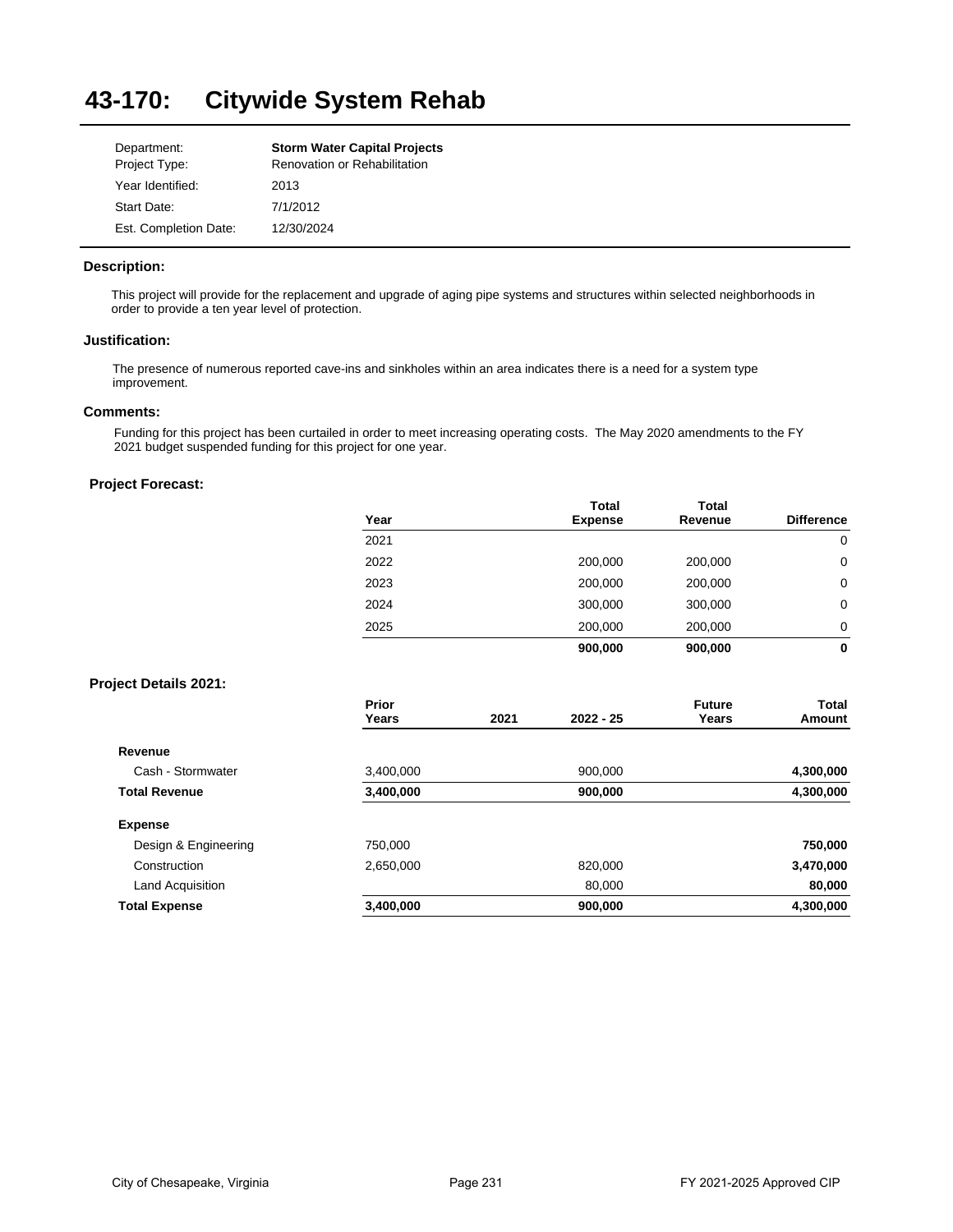# 43-170: Citywide System Rehab

| | |
|---|---|
| Department: | **Storm Water Capital Projects** |
| Project Type: | Renovation or Rehabilitation |
| Year Identified: | 2013 |
| Start Date: | 7/1/2012 |
| Est. Completion Date: | 12/30/2024 |

### Description:

This project will provide for the replacement and upgrade of aging pipe systems and structures within selected neighborhoods in order to provide a ten year level of protection.

### Justification:

The presence of numerous reported cave-ins and sinkholes within an area indicates there is a need for a system type improvement.

### Comments:

Funding for this project has been curtailed in order to meet increasing operating costs. The May 2020 amendments to the FY 2021 budget suspended funding for this project for one year.

### Project Forecast:

| Year | Total Expense | Total Revenue | Difference |
|---|---|---|---|
| 2021 | | | 0 |
| 2022 | 200,000 | 200,000 | 0 |
| 2023 | 200,000 | 200,000 | 0 |
| 2024 | 300,000 | 300,000 | 0 |
| 2025 | 200,000 | 200,000 | 0 |
| | **900,000** | **900,000** | **0** |

### Project Details 2021:

| | Prior Years | 2021 | 2022 - 25 | Future Years | Total Amount |
|---|---|---|---|---|---|
| **Revenue** | | | | | |
| Cash - Stormwater | 3,400,000 | | 900,000 | | **4,300,000** |
| **Total Revenue** | **3,400,000** | | **900,000** | | **4,300,000** |
| **Expense** | | | | | |
| Design & Engineering | 750,000 | | | | **750,000** |
| Construction | 2,650,000 | | 820,000 | | **3,470,000** |
| Land Acquisition | | | 80,000 | | **80,000** |
| **Total Expense** | **3,400,000** | | **900,000** | | **4,300,000** |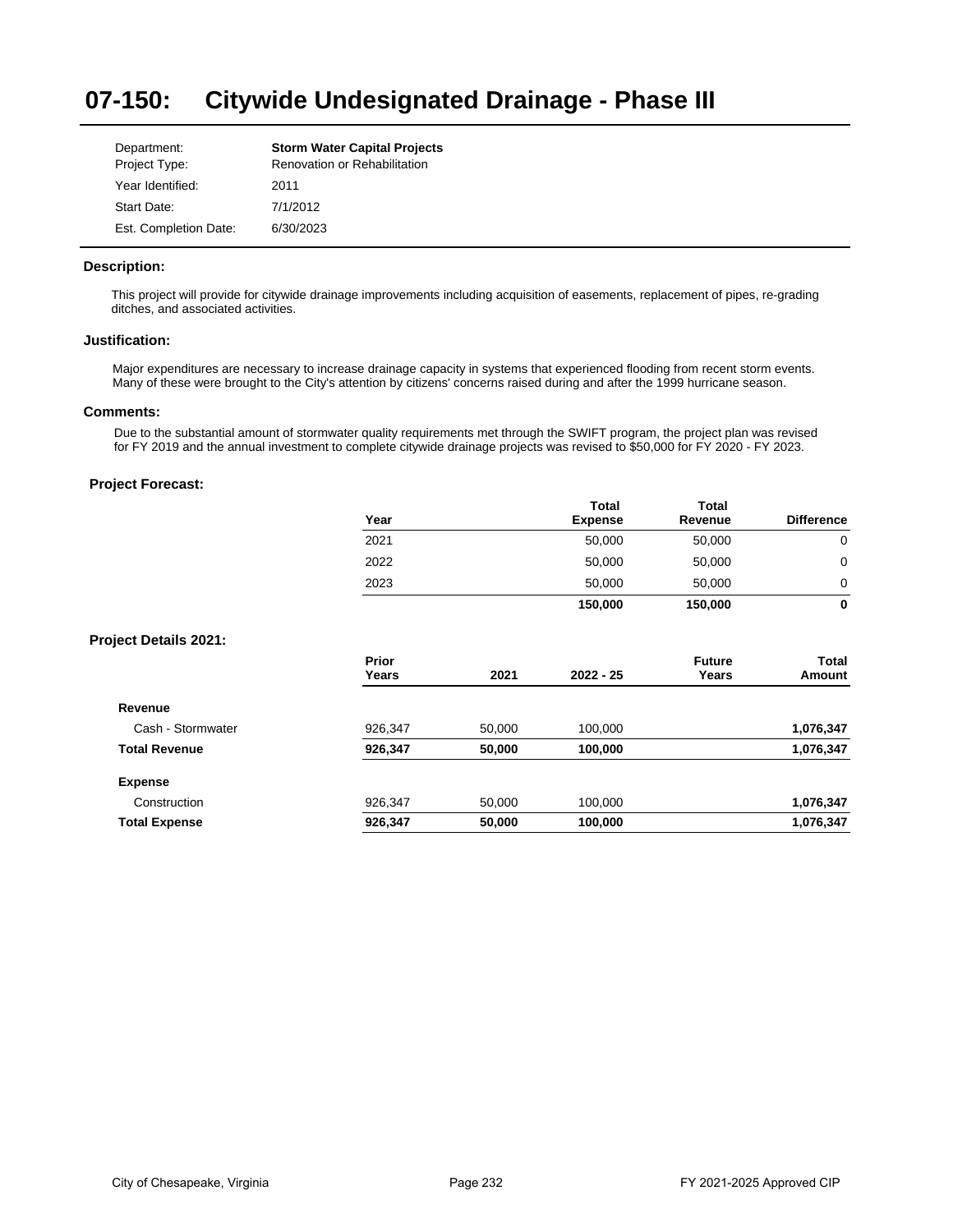# 07-150: Citywide Undesignated Drainage - Phase III

| | |
|---|---|
| Department: | **Storm Water Capital Projects** |
| Project Type: | Renovation or Rehabilitation |
| Year Identified: | 2011 |
| Start Date: | 7/1/2012 |
| Est. Completion Date: | 6/30/2023 |

### Description:

This project will provide for citywide drainage improvements including acquisition of easements, replacement of pipes, re-grading ditches, and associated activities.

### Justification:

Major expenditures are necessary to increase drainage capacity in systems that experienced flooding from recent storm events. Many of these were brought to the City's attention by citizens' concerns raised during and after the 1999 hurricane season.

### Comments:

Due to the substantial amount of stormwater quality requirements met through the SWIFT program, the project plan was revised for FY 2019 and the annual investment to complete citywide drainage projects was revised to $50,000 for FY 2020 - FY 2023.

### Project Forecast:

| Year | Total Expense | Total Revenue | Difference |
|---|---|---|---|
| 2021 | 50,000 | 50,000 | 0 |
| 2022 | 50,000 | 50,000 | 0 |
| 2023 | 50,000 | 50,000 | 0 |
| | **150,000** | **150,000** | **0** |

### Project Details 2021:

| | Prior Years | 2021 | 2022 - 25 | Future Years | Total Amount |
|---|---|---|---|---|---|
| **Revenue** | | | | | |
| Cash - Stormwater | 926,347 | 50,000 | 100,000 | | **1,076,347** |
| **Total Revenue** | **926,347** | **50,000** | **100,000** | | **1,076,347** |
| **Expense** | | | | | |
| Construction | 926,347 | 50,000 | 100,000 | | **1,076,347** |
| **Total Expense** | **926,347** | **50,000** | **100,000** | | **1,076,347** |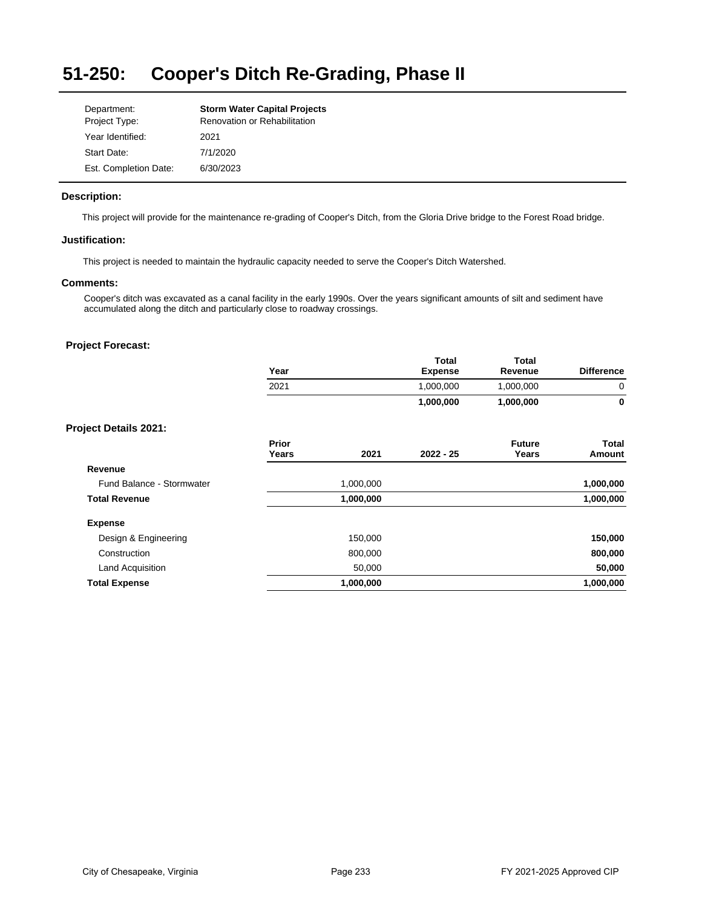# 51-250: Cooper's Ditch Re-Grading, Phase II

| | |
|---|---|
| Department: | **Storm Water Capital Projects** |
| Project Type: | Renovation or Rehabilitation |
| Year Identified: | 2021 |
| Start Date: | 7/1/2020 |
| Est. Completion Date: | 6/30/2023 |

### Description:

This project will provide for the maintenance re-grading of Cooper's Ditch, from the Gloria Drive bridge to the Forest Road bridge.

### Justification:

This project is needed to maintain the hydraulic capacity needed to serve the Cooper's Ditch Watershed.

### Comments:

Cooper's ditch was excavated as a canal facility in the early 1990s. Over the years significant amounts of silt and sediment have accumulated along the ditch and particularly close to roadway crossings.

### Project Forecast:

| Year | Total Expense | Total Revenue | Difference |
|---|---|---|---|
| 2021 | 1,000,000 | 1,000,000 | 0 |
| | **1,000,000** | **1,000,000** | **0** |

### Project Details 2021:

| | Prior Years | 2021 | 2022 - 25 | Future Years | Total Amount |
|---|---|---|---|---|---|
| **Revenue** | | | | | |
| Fund Balance - Stormwater | | 1,000,000 | | | **1,000,000** |
| **Total Revenue** | | **1,000,000** | | | **1,000,000** |
| **Expense** | | | | | |
| Design & Engineering | | 150,000 | | | **150,000** |
| Construction | | 800,000 | | | **800,000** |
| Land Acquisition | | 50,000 | | | **50,000** |
| **Total Expense** | | **1,000,000** | | | **1,000,000** |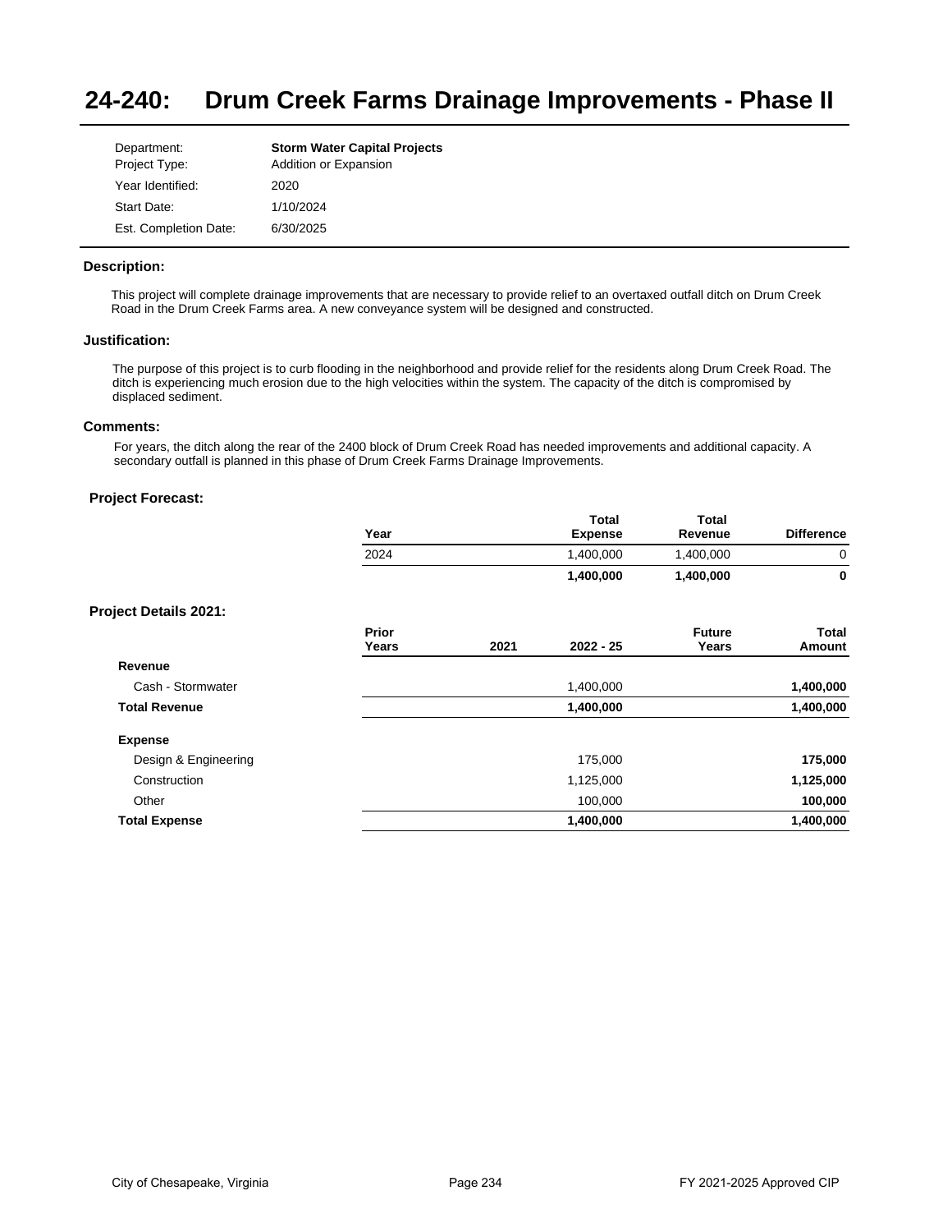# 24-240: Drum Creek Farms Drainage Improvements - Phase II

| | |
|---|---|
| Department: | **Storm Water Capital Projects** |
| Project Type: | Addition or Expansion |
| Year Identified: | 2020 |
| Start Date: | 1/10/2024 |
| Est. Completion Date: | 6/30/2025 |

### Description:

This project will complete drainage improvements that are necessary to provide relief to an overtaxed outfall ditch on Drum Creek Road in the Drum Creek Farms area. A new conveyance system will be designed and constructed.

### Justification:

The purpose of this project is to curb flooding in the neighborhood and provide relief for the residents along Drum Creek Road. The ditch is experiencing much erosion due to the high velocities within the system. The capacity of the ditch is compromised by displaced sediment.

### Comments:

For years, the ditch along the rear of the 2400 block of Drum Creek Road has needed improvements and additional capacity. A secondary outfall is planned in this phase of Drum Creek Farms Drainage Improvements.

### Project Forecast:

| Year | Total Expense | Total Revenue | Difference |
|---|---|---|---|
| 2024 | 1,400,000 | 1,400,000 | 0 |
| | **1,400,000** | **1,400,000** | **0** |

### Project Details 2021:

| | Prior Years | 2021 | 2022 - 25 | Future Years | Total Amount |
|---|---|---|---|---|---|
| **Revenue** | | | | | |
| Cash - Stormwater | | | 1,400,000 | | **1,400,000** |
| **Total Revenue** | | | **1,400,000** | | **1,400,000** |
| **Expense** | | | | | |
| Design & Engineering | | | 175,000 | | **175,000** |
| Construction | | | 1,125,000 | | **1,125,000** |
| Other | | | 100,000 | | **100,000** |
| **Total Expense** | | | **1,400,000** | | **1,400,000** |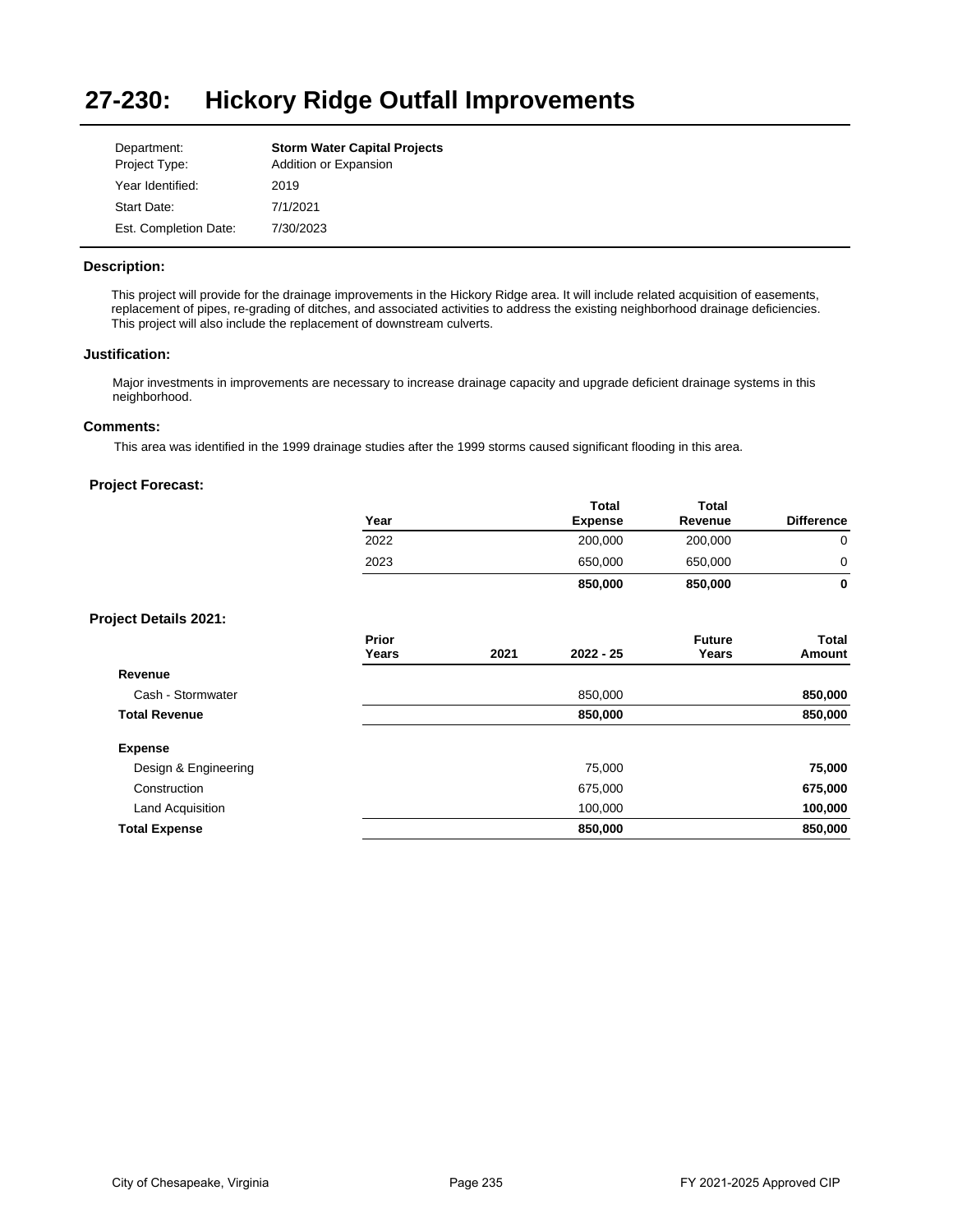# 27-230: Hickory Ridge Outfall Improvements

| | |
|---|---|
| Department: | **Storm Water Capital Projects** |
| Project Type: | Addition or Expansion |
| Year Identified: | 2019 |
| Start Date: | 7/1/2021 |
| Est. Completion Date: | 7/30/2023 |

### Description:

This project will provide for the drainage improvements in the Hickory Ridge area. It will include related acquisition of easements, replacement of pipes, re-grading of ditches, and associated activities to address the existing neighborhood drainage deficiencies. This project will also include the replacement of downstream culverts.

### Justification:

Major investments in improvements are necessary to increase drainage capacity and upgrade deficient drainage systems in this neighborhood.

### Comments:

This area was identified in the 1999 drainage studies after the 1999 storms caused significant flooding in this area.

### Project Forecast:

| Year | Total Expense | Total Revenue | Difference |
|---|---|---|---|
| 2022 | 200,000 | 200,000 | 0 |
| 2023 | 650,000 | 650,000 | 0 |
| | **850,000** | **850,000** | **0** |

### Project Details 2021:

| | Prior Years | 2021 | 2022 - 25 | Future Years | Total Amount |
|---|---|---|---|---|---|
| **Revenue** | | | | | |
| Cash - Stormwater | | | 850,000 | | **850,000** |
| **Total Revenue** | | | **850,000** | | **850,000** |
| **Expense** | | | | | |
| Design & Engineering | | | 75,000 | | **75,000** |
| Construction | | | 675,000 | | **675,000** |
| Land Acquisition | | | 100,000 | | **100,000** |
| **Total Expense** | | | **850,000** | | **850,000** |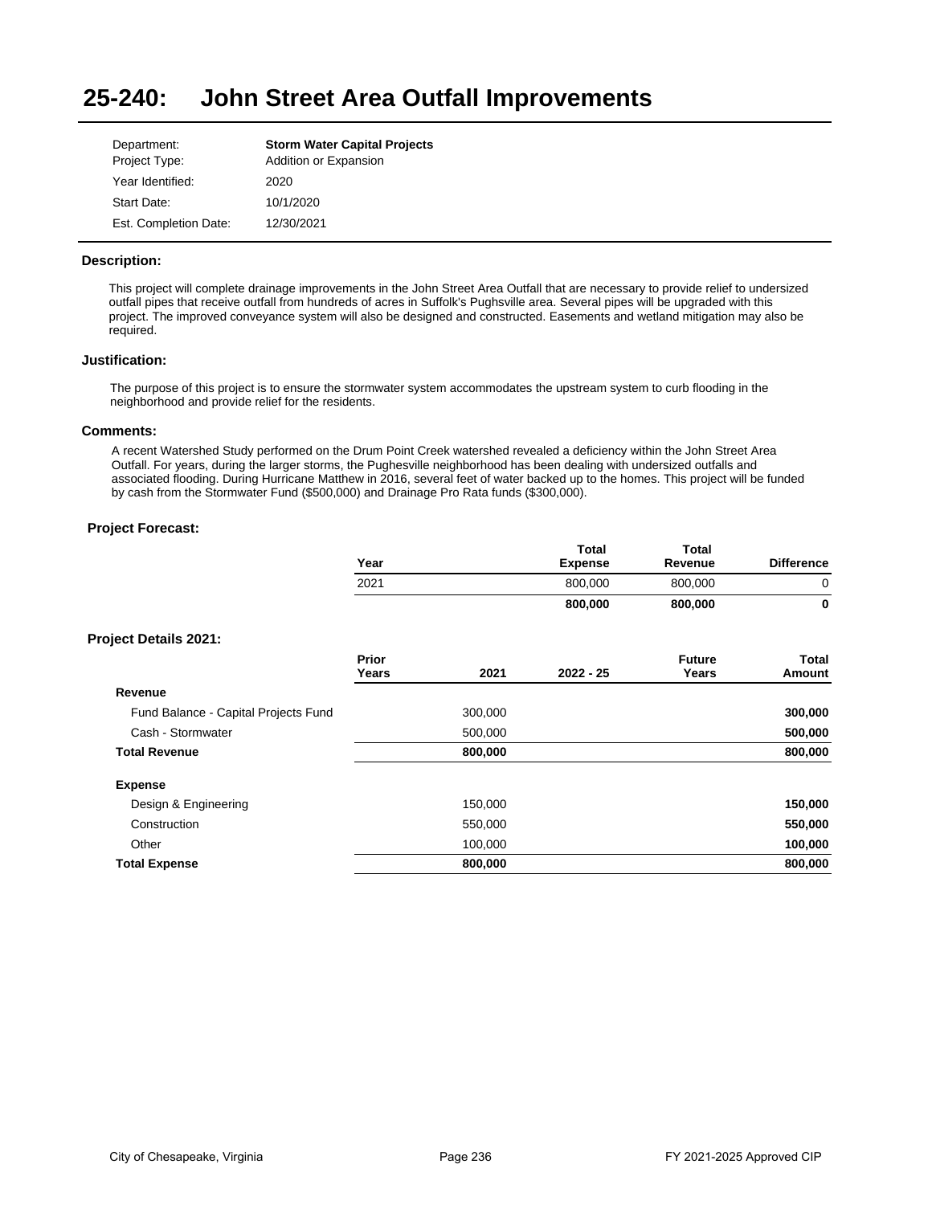# 25-240: John Street Area Outfall Improvements

| | |
|---|---|
| Department: | **Storm Water Capital Projects** |
| Project Type: | Addition or Expansion |
| Year Identified: | 2020 |
| Start Date: | 10/1/2020 |
| Est. Completion Date: | 12/30/2021 |

### Description:

This project will complete drainage improvements in the John Street Area Outfall that are necessary to provide relief to undersized outfall pipes that receive outfall from hundreds of acres in Suffolk's Pughsville area. Several pipes will be upgraded with this project. The improved conveyance system will also be designed and constructed. Easements and wetland mitigation may also be required.

### Justification:

The purpose of this project is to ensure the stormwater system accommodates the upstream system to curb flooding in the neighborhood and provide relief for the residents.

### Comments:

A recent Watershed Study performed on the Drum Point Creek watershed revealed a deficiency within the John Street Area Outfall. For years, during the larger storms, the Pughesville neighborhood has been dealing with undersized outfalls and associated flooding. During Hurricane Matthew in 2016, several feet of water backed up to the homes. This project will be funded by cash from the Stormwater Fund ($500,000) and Drainage Pro Rata funds ($300,000).

### Project Forecast:

| Year | Total Expense | Total Revenue | Difference |
|---|---|---|---|
| 2021 | 800,000 | 800,000 | 0 |
| | **800,000** | **800,000** | **0** |

### Project Details 2021:

| | Prior Years | 2021 | 2022 - 25 | Future Years | Total Amount |
|---|---|---|---|---|---|
| **Revenue** | | | | | |
| Fund Balance - Capital Projects Fund | | 300,000 | | | **300,000** |
| Cash - Stormwater | | 500,000 | | | **500,000** |
| **Total Revenue** | | **800,000** | | | **800,000** |
| **Expense** | | | | | |
| Design & Engineering | | 150,000 | | | **150,000** |
| Construction | | 550,000 | | | **550,000** |
| Other | | 100,000 | | | **100,000** |
| **Total Expense** | | **800,000** | | | **800,000** |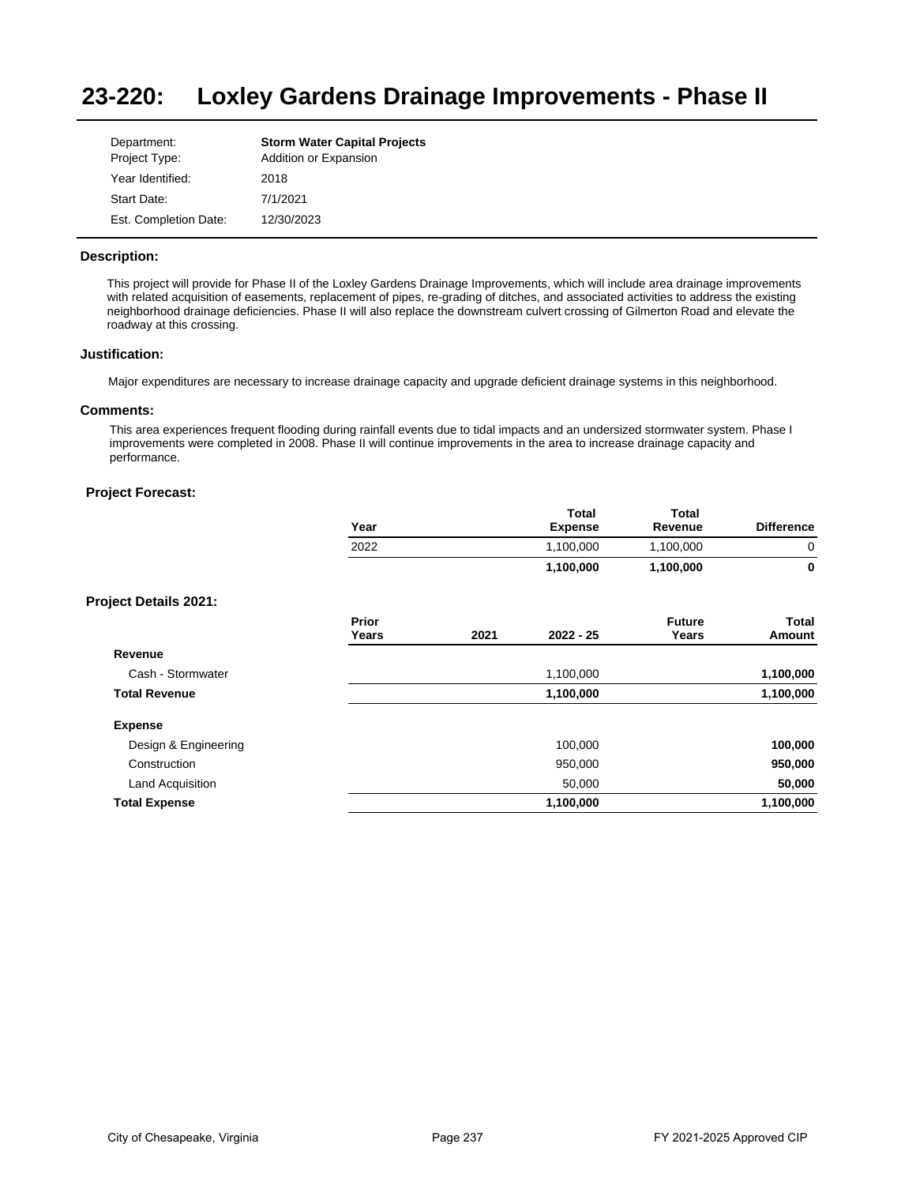# 23-220: Loxley Gardens Drainage Improvements - Phase II

| | |
|---|---|
| Department: | **Storm Water Capital Projects** |
| Project Type: | Addition or Expansion |
| Year Identified: | 2018 |
| Start Date: | 7/1/2021 |
| Est. Completion Date: | 12/30/2023 |

### Description:

This project will provide for Phase II of the Loxley Gardens Drainage Improvements, which will include area drainage improvements with related acquisition of easements, replacement of pipes, re-grading of ditches, and associated activities to address the existing neighborhood drainage deficiencies. Phase II will also replace the downstream culvert crossing of Gilmerton Road and elevate the roadway at this crossing.

### Justification:

Major expenditures are necessary to increase drainage capacity and upgrade deficient drainage systems in this neighborhood.

### Comments:

This area experiences frequent flooding during rainfall events due to tidal impacts and an undersized stormwater system. Phase I improvements were completed in 2008. Phase II will continue improvements in the area to increase drainage capacity and performance.

### Project Forecast:

| Year | Total Expense | Total Revenue | Difference |
|---|---|---|---|
| 2022 | 1,100,000 | 1,100,000 | 0 |
| | **1,100,000** | **1,100,000** | **0** |

### Project Details 2021:

| | Prior Years | 2021 | 2022 - 25 | Future Years | Total Amount |
|---|---|---|---|---|---|
| **Revenue** | | | | | |
| Cash - Stormwater | | | 1,100,000 | | **1,100,000** |
| **Total Revenue** | | | **1,100,000** | | **1,100,000** |
| **Expense** | | | | | |
| Design & Engineering | | | 100,000 | | **100,000** |
| Construction | | | 950,000 | | **950,000** |
| Land Acquisition | | | 50,000 | | **50,000** |
| **Total Expense** | | | **1,100,000** | | **1,100,000** |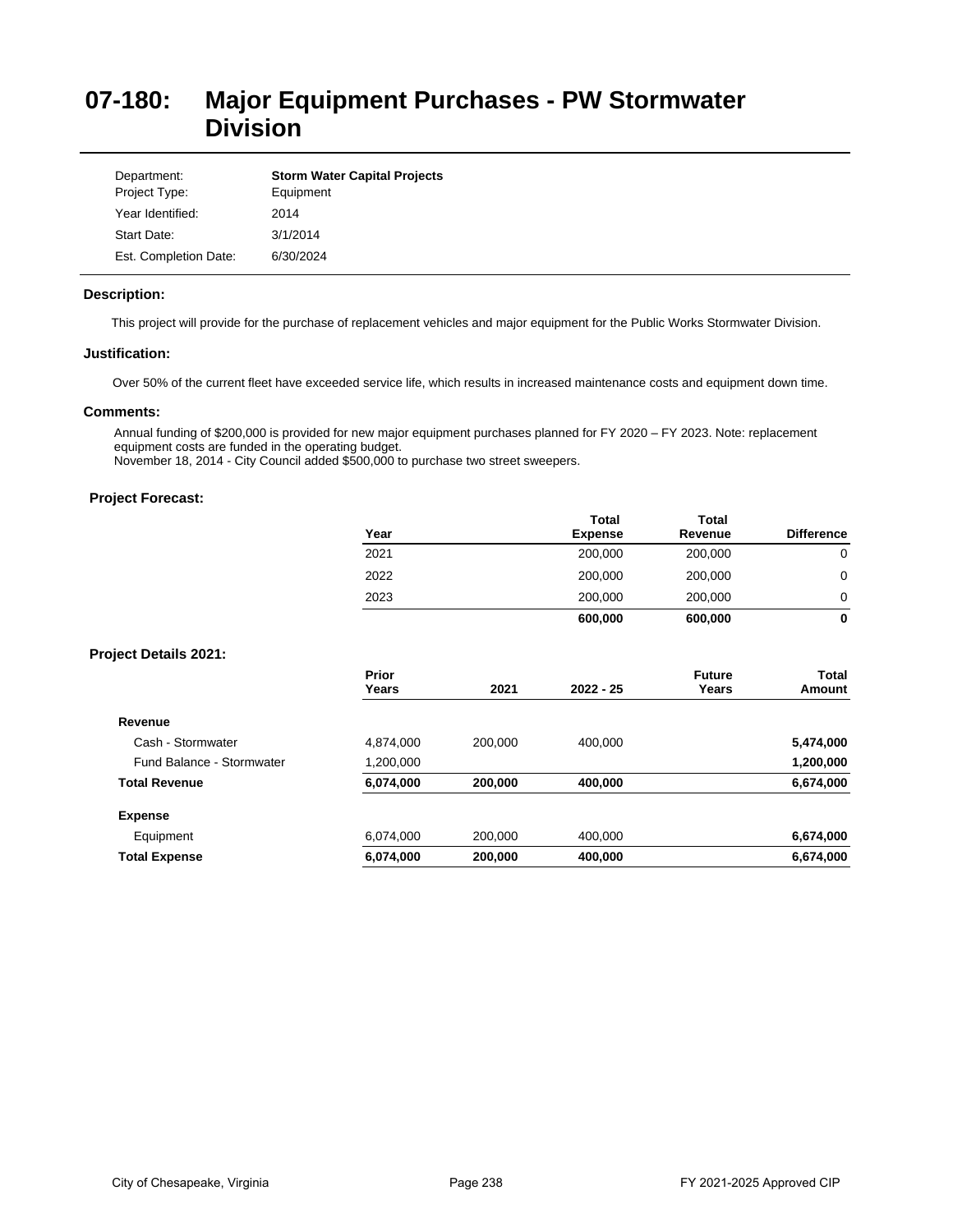# 07-180: Major Equipment Purchases - PW Stormwater Division

| | |
|---|---|
| Department: | **Storm Water Capital Projects** |
| Project Type: | Equipment |
| Year Identified: | 2014 |
| Start Date: | 3/1/2014 |
| Est. Completion Date: | 6/30/2024 |

### Description:

This project will provide for the purchase of replacement vehicles and major equipment for the Public Works Stormwater Division.

### Justification:

Over 50% of the current fleet have exceeded service life, which results in increased maintenance costs and equipment down time.

### Comments:

Annual funding of $200,000 is provided for new major equipment purchases planned for FY 2020 – FY 2023. Note: replacement equipment costs are funded in the operating budget.
November 18, 2014 - City Council added $500,000 to purchase two street sweepers.

### Project Forecast:

| Year | Total Expense | Total Revenue | Difference |
|---|---|---|---|
| 2021 | 200,000 | 200,000 | 0 |
| 2022 | 200,000 | 200,000 | 0 |
| 2023 | 200,000 | 200,000 | 0 |
| | **600,000** | **600,000** | **0** |

### Project Details 2021:

| | Prior Years | 2021 | 2022 - 25 | Future Years | Total Amount |
|---|---|---|---|---|---|
| **Revenue** | | | | | |
| Cash - Stormwater | 4,874,000 | 200,000 | 400,000 | | **5,474,000** |
| Fund Balance - Stormwater | 1,200,000 | | | | **1,200,000** |
| **Total Revenue** | **6,074,000** | **200,000** | **400,000** | | **6,674,000** |
| **Expense** | | | | | |
| Equipment | 6,074,000 | 200,000 | 400,000 | | **6,674,000** |
| **Total Expense** | **6,074,000** | **200,000** | **400,000** | | **6,674,000** |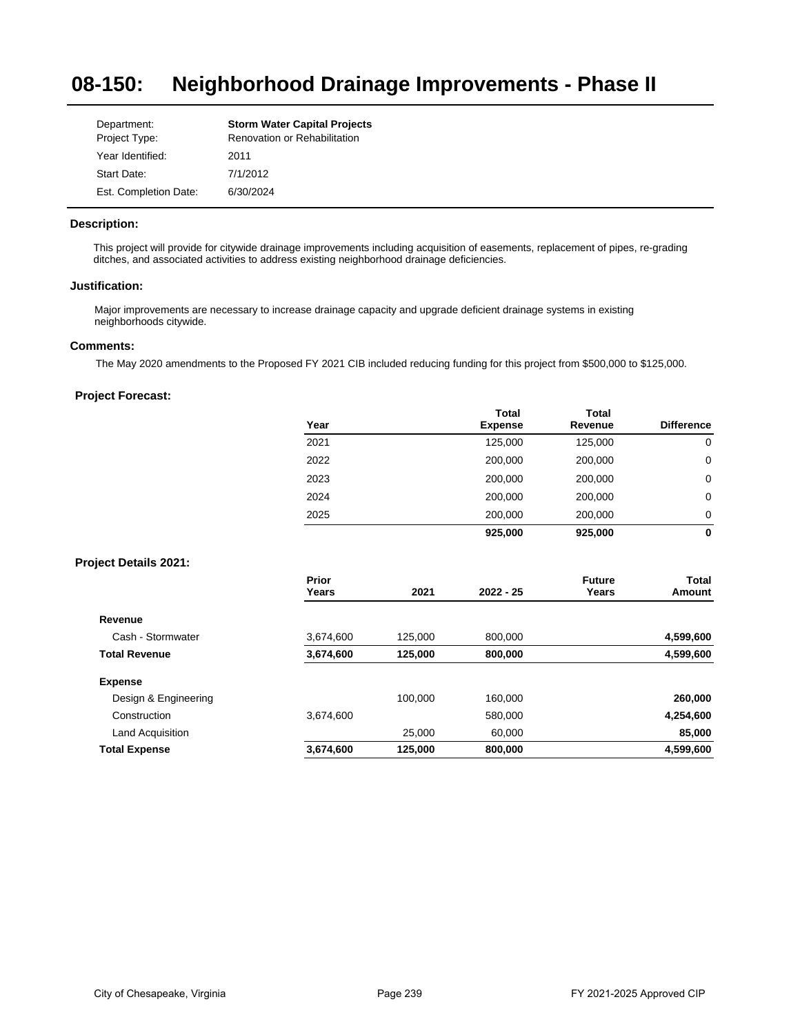# 08-150: Neighborhood Drainage Improvements - Phase II

| | |
|---|---|
| Department: | **Storm Water Capital Projects** |
| Project Type: | Renovation or Rehabilitation |
| Year Identified: | 2011 |
| Start Date: | 7/1/2012 |
| Est. Completion Date: | 6/30/2024 |

### Description:

This project will provide for citywide drainage improvements including acquisition of easements, replacement of pipes, re-grading ditches, and associated activities to address existing neighborhood drainage deficiencies.

### Justification:

Major improvements are necessary to increase drainage capacity and upgrade deficient drainage systems in existing neighborhoods citywide.

### Comments:

The May 2020 amendments to the Proposed FY 2021 CIB included reducing funding for this project from $500,000 to $125,000.

### Project Forecast:

| Year | Total Expense | Total Revenue | Difference |
|---|---|---|---|
| 2021 | 125,000 | 125,000 | 0 |
| 2022 | 200,000 | 200,000 | 0 |
| 2023 | 200,000 | 200,000 | 0 |
| 2024 | 200,000 | 200,000 | 0 |
| 2025 | 200,000 | 200,000 | 0 |
| | **925,000** | **925,000** | **0** |

### Project Details 2021:

| | Prior Years | 2021 | 2022 - 25 | Future Years | Total Amount |
|---|---|---|---|---|---|
| **Revenue** | | | | | |
| Cash - Stormwater | 3,674,600 | 125,000 | 800,000 | | **4,599,600** |
| **Total Revenue** | **3,674,600** | **125,000** | **800,000** | | **4,599,600** |
| **Expense** | | | | | |
| Design & Engineering | | 100,000 | 160,000 | | **260,000** |
| Construction | 3,674,600 | | 580,000 | | **4,254,600** |
| Land Acquisition | | 25,000 | 60,000 | | **85,000** |
| **Total Expense** | **3,674,600** | **125,000** | **800,000** | | **4,599,600** |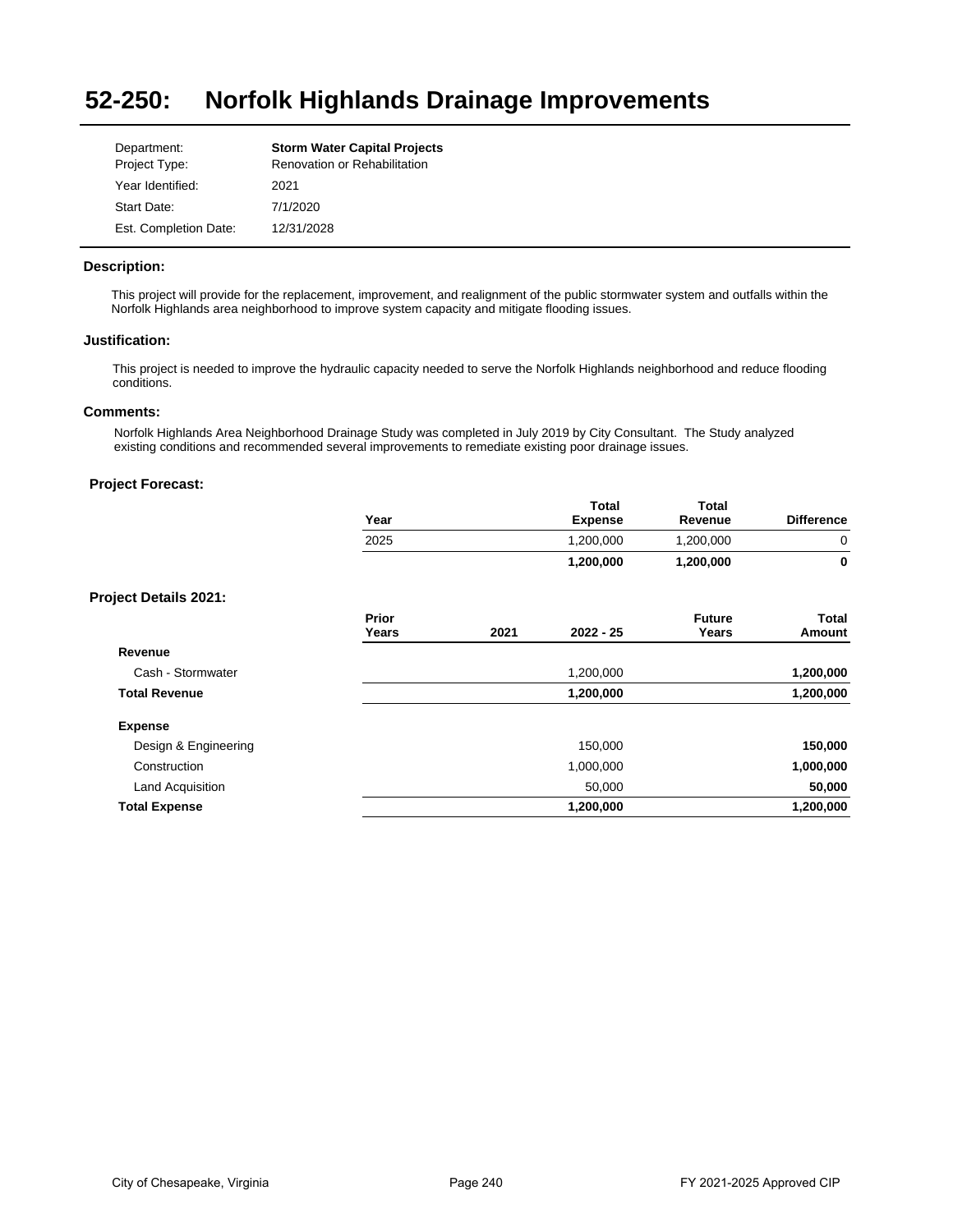# 52-250: Norfolk Highlands Drainage Improvements

| | |
|---|---|
| Department: | **Storm Water Capital Projects** |
| Project Type: | Renovation or Rehabilitation |
| Year Identified: | 2021 |
| Start Date: | 7/1/2020 |
| Est. Completion Date: | 12/31/2028 |

### Description:

This project will provide for the replacement, improvement, and realignment of the public stormwater system and outfalls within the Norfolk Highlands area neighborhood to improve system capacity and mitigate flooding issues.

### Justification:

This project is needed to improve the hydraulic capacity needed to serve the Norfolk Highlands neighborhood and reduce flooding conditions.

### Comments:

Norfolk Highlands Area Neighborhood Drainage Study was completed in July 2019 by City Consultant. The Study analyzed existing conditions and recommended several improvements to remediate existing poor drainage issues.

### Project Forecast:

| Year | Total Expense | Total Revenue | Difference |
|---|---|---|---|
| 2025 | 1,200,000 | 1,200,000 | 0 |
| | **1,200,000** | **1,200,000** | **0** |

### Project Details 2021:

| | Prior Years | 2021 | 2022 - 25 | Future Years | Total Amount |
|---|---|---|---|---|---|
| **Revenue** | | | | | |
| Cash - Stormwater | | | 1,200,000 | | **1,200,000** |
| **Total Revenue** | | | **1,200,000** | | **1,200,000** |
| **Expense** | | | | | |
| Design & Engineering | | | 150,000 | | **150,000** |
| Construction | | | 1,000,000 | | **1,000,000** |
| Land Acquisition | | | 50,000 | | **50,000** |
| **Total Expense** | | | **1,200,000** | | **1,200,000** |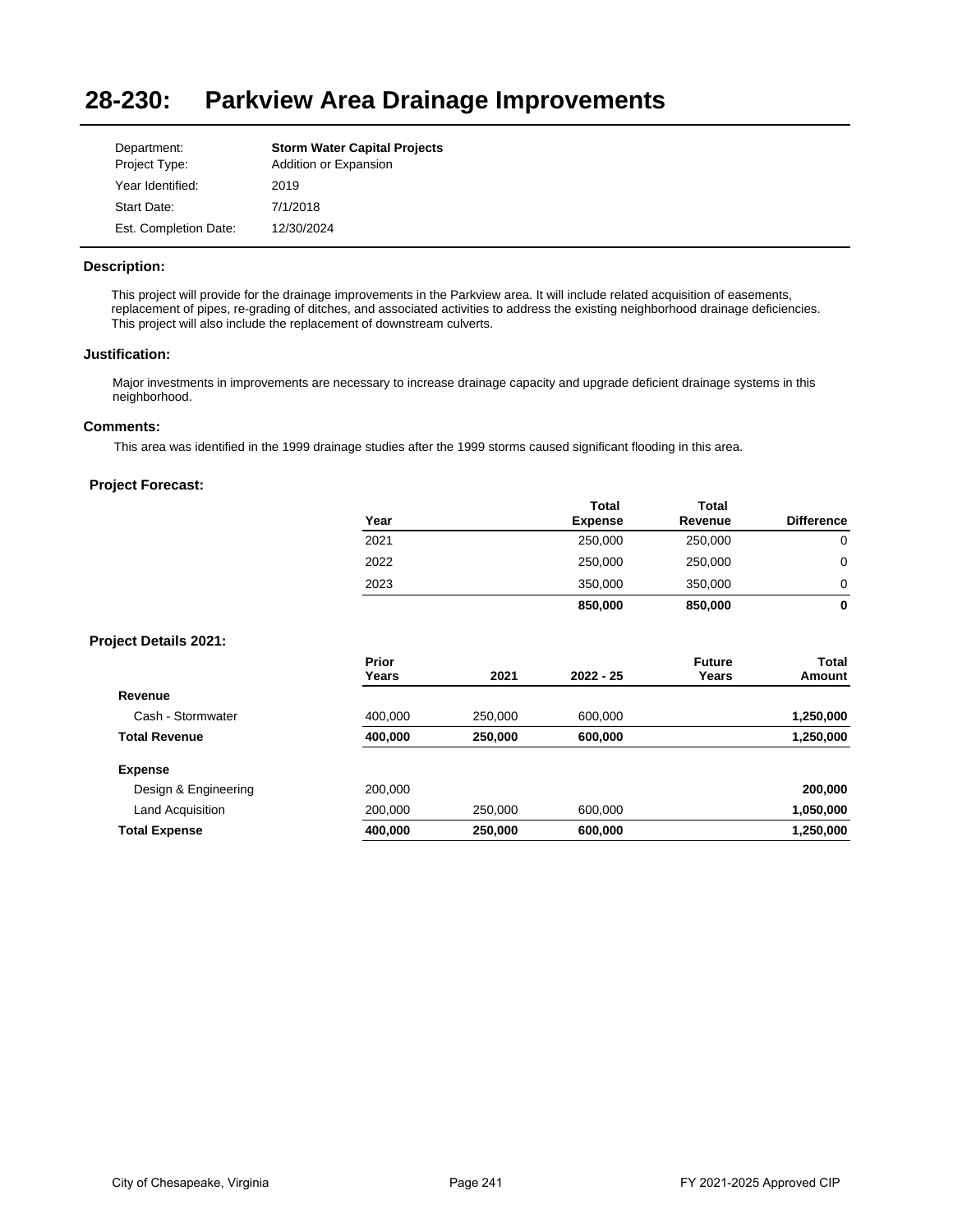# 28-230: Parkview Area Drainage Improvements

| | |
|---|---|
| Department: | **Storm Water Capital Projects** |
| Project Type: | Addition or Expansion |
| Year Identified: | 2019 |
| Start Date: | 7/1/2018 |
| Est. Completion Date: | 12/30/2024 |

### Description:

This project will provide for the drainage improvements in the Parkview area. It will include related acquisition of easements, replacement of pipes, re-grading of ditches, and associated activities to address the existing neighborhood drainage deficiencies. This project will also include the replacement of downstream culverts.

### Justification:

Major investments in improvements are necessary to increase drainage capacity and upgrade deficient drainage systems in this neighborhood.

### Comments:

This area was identified in the 1999 drainage studies after the 1999 storms caused significant flooding in this area.

### Project Forecast:

| Year | Total Expense | Total Revenue | Difference |
|---|---|---|---|
| 2021 | 250,000 | 250,000 | 0 |
| 2022 | 250,000 | 250,000 | 0 |
| 2023 | 350,000 | 350,000 | 0 |
| | **850,000** | **850,000** | **0** |

### Project Details 2021:

| | Prior Years | 2021 | 2022 - 25 | Future Years | Total Amount |
|---|---|---|---|---|---|
| **Revenue** | | | | | |
| Cash - Stormwater | 400,000 | 250,000 | 600,000 | | **1,250,000** |
| **Total Revenue** | **400,000** | **250,000** | **600,000** | | **1,250,000** |
| **Expense** | | | | | |
| Design & Engineering | 200,000 | | | | **200,000** |
| Land Acquisition | 200,000 | 250,000 | 600,000 | | **1,050,000** |
| **Total Expense** | **400,000** | **250,000** | **600,000** | | **1,250,000** |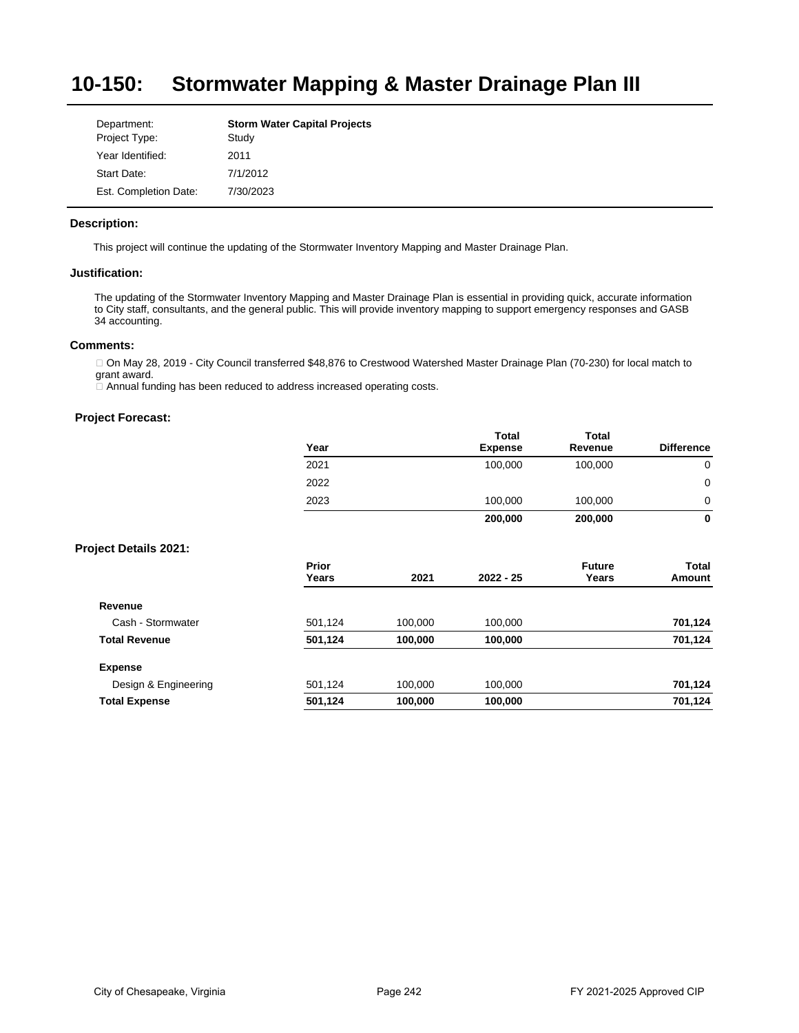# 10-150: Stormwater Mapping & Master Drainage Plan III

| | |
|---|---|
| Department: | **Storm Water Capital Projects** |
| Project Type: | Study |
| Year Identified: | 2011 |
| Start Date: | 7/1/2012 |
| Est. Completion Date: | 7/30/2023 |

### Description:

This project will continue the updating of the Stormwater Inventory Mapping and Master Drainage Plan.

### Justification:

The updating of the Stormwater Inventory Mapping and Master Drainage Plan is essential in providing quick, accurate information to City staff, consultants, and the general public. This will provide inventory mapping to support emergency responses and GASB 34 accounting.

### Comments:

- On May 28, 2019 - City Council transferred $48,876 to Crestwood Watershed Master Drainage Plan (70-230) for local match to grant award.
- Annual funding has been reduced to address increased operating costs.

### Project Forecast:

| Year | Total Expense | Total Revenue | Difference |
|---|---|---|---|
| 2021 | 100,000 | 100,000 | 0 |
| 2022 | | | 0 |
| 2023 | 100,000 | 100,000 | 0 |
| | **200,000** | **200,000** | **0** |

### Project Details 2021:

| | Prior Years | 2021 | 2022 - 25 | Future Years | Total Amount |
|---|---|---|---|---|---|
| **Revenue** | | | | | |
| Cash - Stormwater | 501,124 | 100,000 | 100,000 | | **701,124** |
| **Total Revenue** | **501,124** | **100,000** | **100,000** | | **701,124** |
| **Expense** | | | | | |
| Design & Engineering | 501,124 | 100,000 | 100,000 | | **701,124** |
| **Total Expense** | **501,124** | **100,000** | **100,000** | | **701,124** |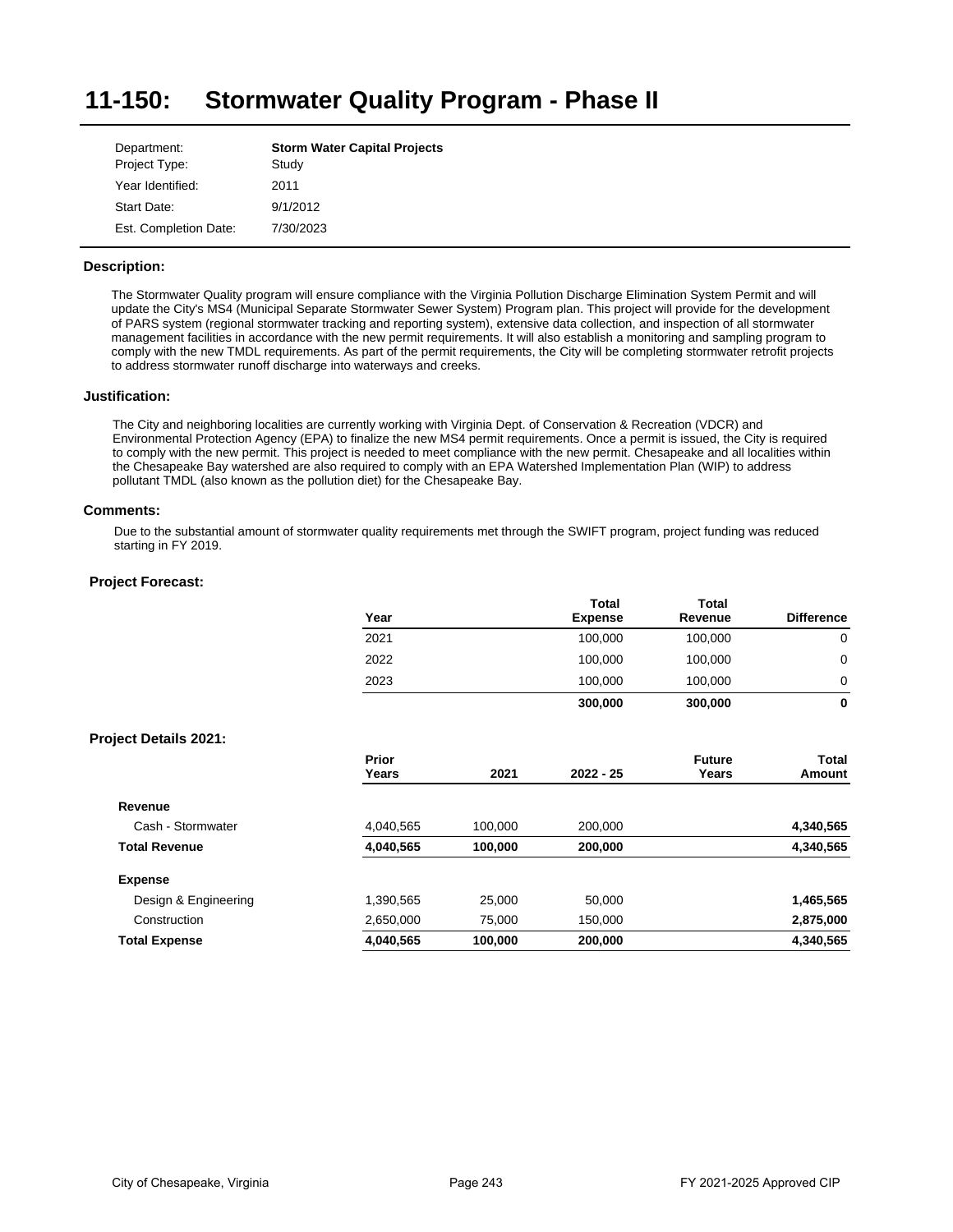# 11-150: Stormwater Quality Program - Phase II

| | |
|---|---|
| Department: | **Storm Water Capital Projects** |
| Project Type: | Study |
| Year Identified: | 2011 |
| Start Date: | 9/1/2012 |
| Est. Completion Date: | 7/30/2023 |

### Description:

The Stormwater Quality program will ensure compliance with the Virginia Pollution Discharge Elimination System Permit and will update the City's MS4 (Municipal Separate Stormwater Sewer System) Program plan. This project will provide for the development of PARS system (regional stormwater tracking and reporting system), extensive data collection, and inspection of all stormwater management facilities in accordance with the new permit requirements. It will also establish a monitoring and sampling program to comply with the new TMDL requirements. As part of the permit requirements, the City will be completing stormwater retrofit projects to address stormwater runoff discharge into waterways and creeks.

### Justification:

The City and neighboring localities are currently working with Virginia Dept. of Conservation & Recreation (VDCR) and Environmental Protection Agency (EPA) to finalize the new MS4 permit requirements. Once a permit is issued, the City is required to comply with the new permit. This project is needed to meet compliance with the new permit. Chesapeake and all localities within the Chesapeake Bay watershed are also required to comply with an EPA Watershed Implementation Plan (WIP) to address pollutant TMDL (also known as the pollution diet) for the Chesapeake Bay.

### Comments:

Due to the substantial amount of stormwater quality requirements met through the SWIFT program, project funding was reduced starting in FY 2019.

### Project Forecast:

| Year | Total Expense | Total Revenue | Difference |
|---|---|---|---|
| 2021 | 100,000 | 100,000 | 0 |
| 2022 | 100,000 | 100,000 | 0 |
| 2023 | 100,000 | 100,000 | 0 |
| | **300,000** | **300,000** | **0** |

### Project Details 2021:

| | Prior Years | 2021 | 2022 - 25 | Future Years | Total Amount |
|---|---|---|---|---|---|
| **Revenue** | | | | | |
| Cash - Stormwater | 4,040,565 | 100,000 | 200,000 | | **4,340,565** |
| **Total Revenue** | **4,040,565** | **100,000** | **200,000** | | **4,340,565** |
| **Expense** | | | | | |
| Design & Engineering | 1,390,565 | 25,000 | 50,000 | | **1,465,565** |
| Construction | 2,650,000 | 75,000 | 150,000 | | **2,875,000** |
| **Total Expense** | **4,040,565** | **100,000** | **200,000** | | **4,340,565** |